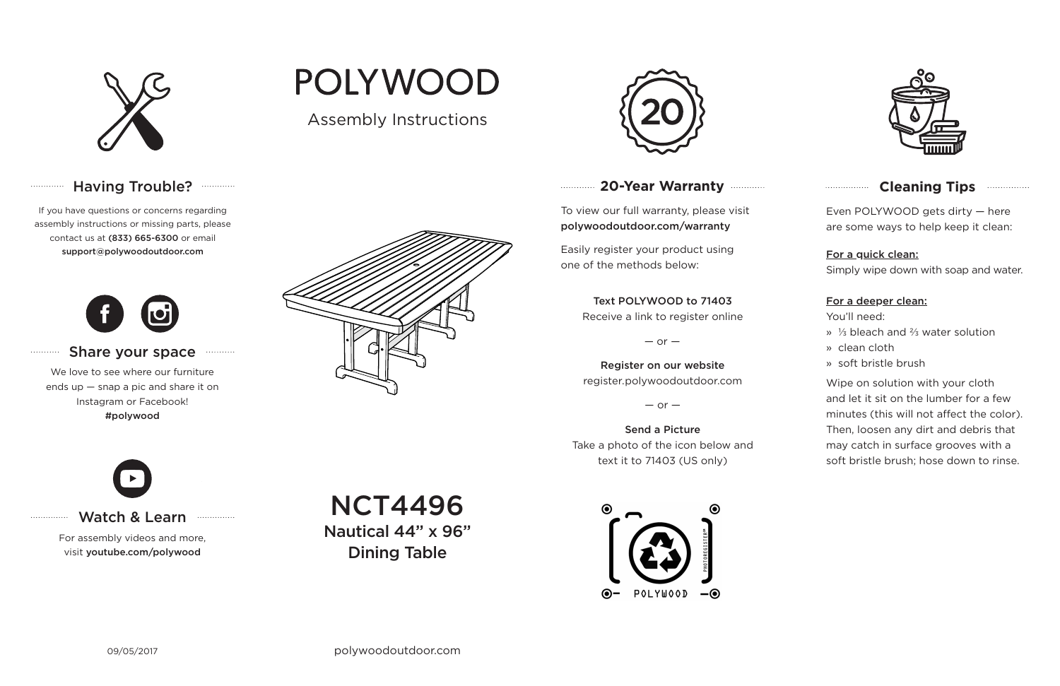# POLYWOOD

Assembly Instructions

## NCT4496

**Nautical 44" x 96" Dining Table**

## Having Trouble?

If you have questions or concerns regarding assembly instructions or missing parts, please contact us at **(833) 665-6300** or email **support@polywoodoutdoor.com**

## Share your space

We love to see where our furniture ends up — snap a pic and share it on Instagram or Facebook!
**#polywood**

## Watch & Learn

For assembly videos and more, visit **youtube.com/polywood**

## 20-Year Warranty

To view our full warranty, please visit **polywoodoutdoor.com/warranty**

Easily register your product using one of the methods below:

**Text POLYWOOD to 71403**
Receive a link to register online

— or —

**Register on our website**
register.polywoodoutdoor.com

— or —

**Send a Picture**
Take a photo of the icon below and text it to 71403 (US only)

POLYWOOD

PHOTOREGISTER™

## Cleaning Tips

Even POLYWOOD gets dirty — here are some ways to help keep it clean:

**For a quick clean:**
Simply wipe down with soap and water.

**For a deeper clean:**
You'll need:

- ⅓ bleach and ⅔ water solution
- clean cloth
- soft bristle brush

Wipe on solution with your cloth and let it sit on the lumber for a few minutes (this will not affect the color). Then, loosen any dirt and debris that may catch in surface grooves with a soft bristle brush; hose down to rinse.

09/05/2017

polywoodoutdoor.com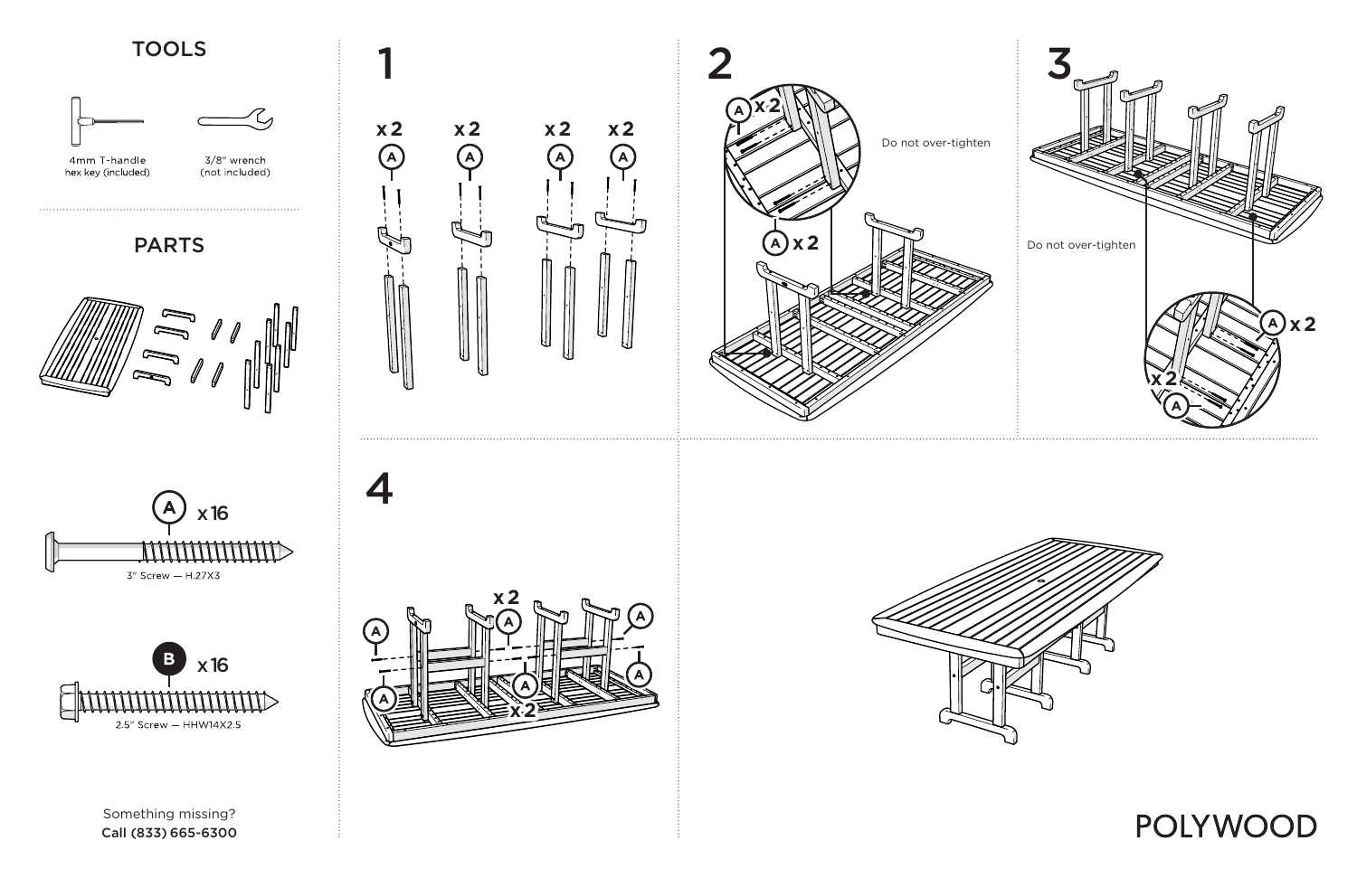## TOOLS

4mm T-handle hex key (included)

3/8" wrench (not included)

## PARTS

A x16

3" Screw — H.27X3

B x16

2.5" Screw — HHW14X2.5

Something missing?
**Call (833) 665-6300**

## 1

x2 A

x2 A

x2 A

x2 A

## 2

A x2

A x2

Do not over-tighten

## 3

Do not over-tighten

A x2

x2 A

## 4

x2 A

A

A

A

A

A x2

POLYWOOD